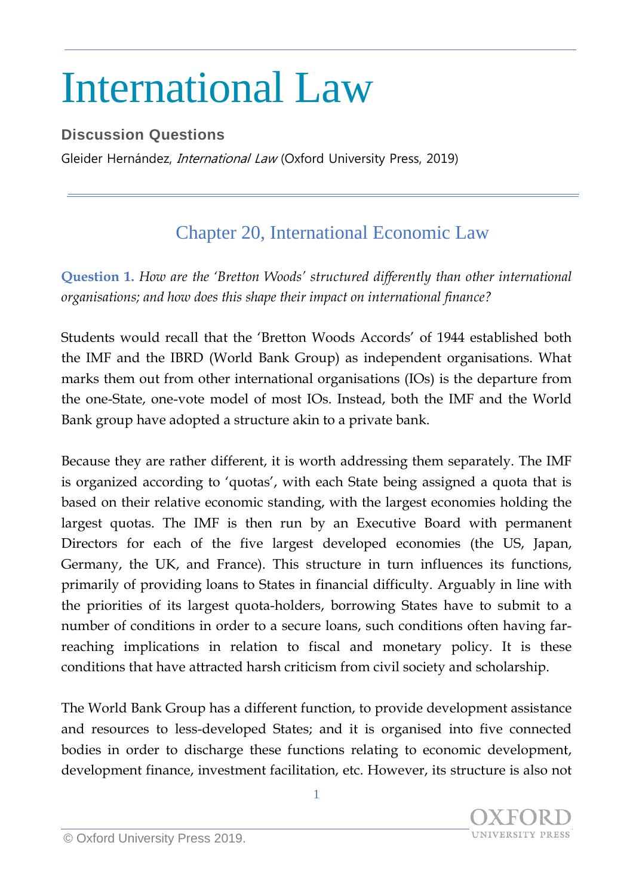# International Law

**Discussion Questions**

Gleider Hernández, *International Law* (Oxford University Press, 2019)

## Chapter 20, International Economic Law

**Question 1.** *How are the 'Bretton Woods' structured differently than other international organisations; and how does this shape their impact on international finance?*

Students would recall that the 'Bretton Woods Accords' of 1944 established both the IMF and the IBRD (World Bank Group) as independent organisations. What marks them out from other international organisations (IOs) is the departure from the one-State, one-vote model of most IOs. Instead, both the IMF and the World Bank group have adopted a structure akin to a private bank.

Because they are rather different, it is worth addressing them separately. The IMF is organized according to 'quotas', with each State being assigned a quota that is based on their relative economic standing, with the largest economies holding the largest quotas. The IMF is then run by an Executive Board with permanent Directors for each of the five largest developed economies (the US, Japan, Germany, the UK, and France). This structure in turn influences its functions, primarily of providing loans to States in financial difficulty. Arguably in line with the priorities of its largest quota-holders, borrowing States have to submit to a number of conditions in order to a secure loans, such conditions often having far-reaching implications in relation to fiscal and monetary policy. It is these conditions that have attracted harsh criticism from civil society and scholarship.

The World Bank Group has a different function, to provide development assistance and resources to less-developed States; and it is organised into five connected bodies in order to discharge these functions relating to economic development, development finance, investment facilitation, etc. However, its structure is also not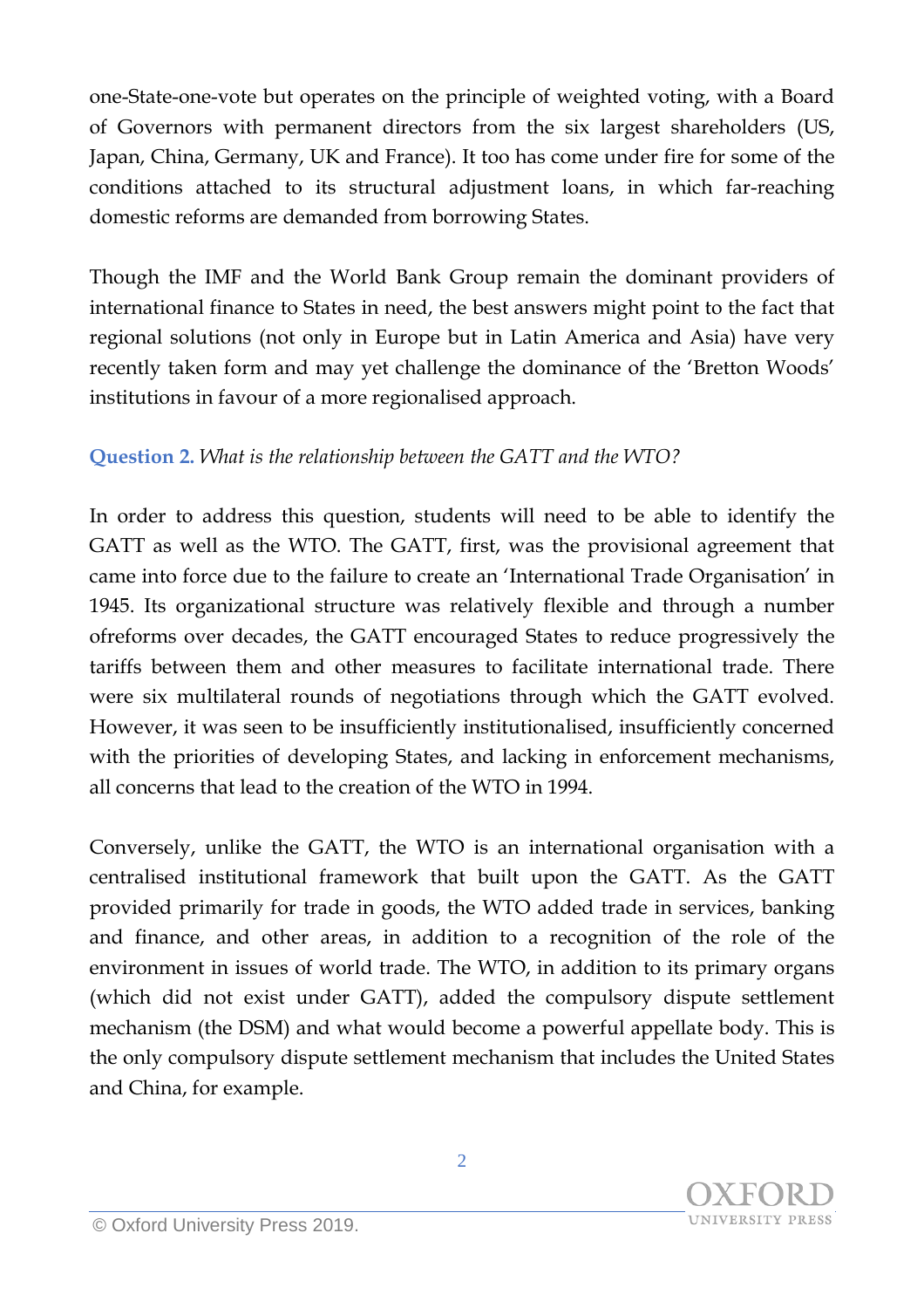one-State-one-vote but operates on the principle of weighted voting, with a Board of Governors with permanent directors from the six largest shareholders (US, Japan, China, Germany, UK and France). It too has come under fire for some of the conditions attached to its structural adjustment loans, in which far-reaching domestic reforms are demanded from borrowing States.

Though the IMF and the World Bank Group remain the dominant providers of international finance to States in need, the best answers might point to the fact that regional solutions (not only in Europe but in Latin America and Asia) have very recently taken form and may yet challenge the dominance of the 'Bretton Woods' institutions in favour of a more regionalised approach.

**Question 2.** *What is the relationship between the GATT and the WTO?*

In order to address this question, students will need to be able to identify the GATT as well as the WTO. The GATT, first, was the provisional agreement that came into force due to the failure to create an 'International Trade Organisation' in 1945. Its organizational structure was relatively flexible and through a number ofreforms over decades, the GATT encouraged States to reduce progressively the tariffs between them and other measures to facilitate international trade. There were six multilateral rounds of negotiations through which the GATT evolved. However, it was seen to be insufficiently institutionalised, insufficiently concerned with the priorities of developing States, and lacking in enforcement mechanisms, all concerns that lead to the creation of the WTO in 1994.

Conversely, unlike the GATT, the WTO is an international organisation with a centralised institutional framework that built upon the GATT. As the GATT provided primarily for trade in goods, the WTO added trade in services, banking and finance, and other areas, in addition to a recognition of the role of the environment in issues of world trade. The WTO, in addition to its primary organs (which did not exist under GATT), added the compulsory dispute settlement mechanism (the DSM) and what would become a powerful appellate body. This is the only compulsory dispute settlement mechanism that includes the United States and China, for example.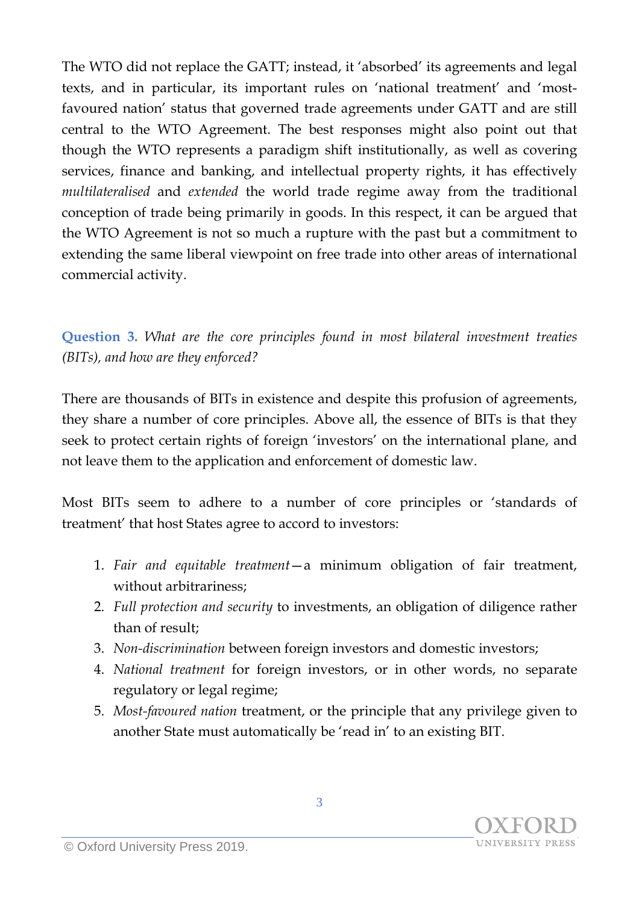The WTO did not replace the GATT; instead, it 'absorbed' its agreements and legal texts, and in particular, its important rules on 'national treatment' and 'most-favoured nation' status that governed trade agreements under GATT and are still central to the WTO Agreement. The best responses might also point out that though the WTO represents a paradigm shift institutionally, as well as covering services, finance and banking, and intellectual property rights, it has effectively *multilateralised* and *extended* the world trade regime away from the traditional conception of trade being primarily in goods. In this respect, it can be argued that the WTO Agreement is not so much a rupture with the past but a commitment to extending the same liberal viewpoint on free trade into other areas of international commercial activity.

**Question 3.** *What are the core principles found in most bilateral investment treaties (BITs), and how are they enforced?*

There are thousands of BITs in existence and despite this profusion of agreements, they share a number of core principles. Above all, the essence of BITs is that they seek to protect certain rights of foreign 'investors' on the international plane, and not leave them to the application and enforcement of domestic law.

Most BITs seem to adhere to a number of core principles or 'standards of treatment' that host States agree to accord to investors:

1. *Fair and equitable treatment*—a minimum obligation of fair treatment, without arbitrariness;
2. *Full protection and security* to investments, an obligation of diligence rather than of result;
3. *Non-discrimination* between foreign investors and domestic investors;
4. *National treatment* for foreign investors, or in other words, no separate regulatory or legal regime;
5. *Most-favoured nation* treatment, or the principle that any privilege given to another State must automatically be 'read in' to an existing BIT.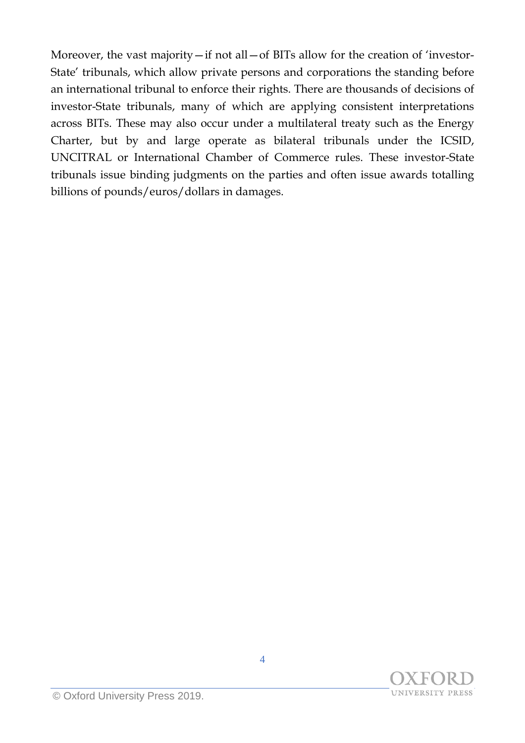Moreover, the vast majority—if not all—of BITs allow for the creation of 'investor-State' tribunals, which allow private persons and corporations the standing before an international tribunal to enforce their rights. There are thousands of decisions of investor-State tribunals, many of which are applying consistent interpretations across BITs. These may also occur under a multilateral treaty such as the Energy Charter, but by and large operate as bilateral tribunals under the ICSID, UNCITRAL or International Chamber of Commerce rules. These investor-State tribunals issue binding judgments on the parties and often issue awards totalling billions of pounds/euros/dollars in damages.